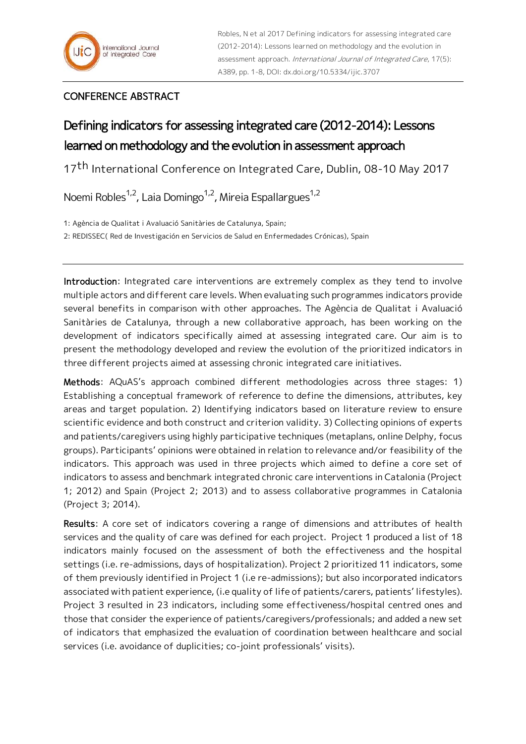Robles, N et al 2017 Defining indicators for assessing integrated care (2012-2014): Lessons learned on methodology and the evolution in assessment approach. *International Journal of Integrated Care*, 17(5): A389, pp. 1-8, DOI: dx.doi.org/10.5334/ijic.3707

CONFERENCE ABSTRACT

# Defining indicators for assessing integrated care (2012-2014): Lessons learned on methodology and the evolution in assessment approach

17th International Conference on Integrated Care, Dublin, 08-10 May 2017

Noemi Robles[1,2], Laia Domingo[1,2], Mireia Espallargues[1,2]

1: Agència de Qualitat i Avaluació Sanitàries de Catalunya, Spain;

2: REDISSEC( Red de Investigación en Servicios de Salud en Enfermedades Crónicas), Spain

---

**Introduction**: Integrated care interventions are extremely complex as they tend to involve multiple actors and different care levels. When evaluating such programmes indicators provide several benefits in comparison with other approaches. The Agència de Qualitat i Avaluació Sanitàries de Catalunya, through a new collaborative approach, has been working on the development of indicators specifically aimed at assessing integrated care. Our aim is to present the methodology developed and review the evolution of the prioritized indicators in three different projects aimed at assessing chronic integrated care initiatives.

**Methods**: AQuAS's approach combined different methodologies across three stages: 1) Establishing a conceptual framework of reference to define the dimensions, attributes, key areas and target population. 2) Identifying indicators based on literature review to ensure scientific evidence and both construct and criterion validity. 3) Collecting opinions of experts and patients/caregivers using highly participative techniques (metaplans, online Delphy, focus groups). Participants' opinions were obtained in relation to relevance and/or feasibility of the indicators. This approach was used in three projects which aimed to define a core set of indicators to assess and benchmark integrated chronic care interventions in Catalonia (Project 1; 2012) and Spain (Project 2; 2013) and to assess collaborative programmes in Catalonia (Project 3; 2014).

**Results**: A core set of indicators covering a range of dimensions and attributes of health services and the quality of care was defined for each project. Project 1 produced a list of 18 indicators mainly focused on the assessment of both the effectiveness and the hospital settings (i.e. re-admissions, days of hospitalization). Project 2 prioritized 11 indicators, some of them previously identified in Project 1 (i.e re-admissions); but also incorporated indicators associated with patient experience, (i.e quality of life of patients/carers, patients' lifestyles). Project 3 resulted in 23 indicators, including some effectiveness/hospital centred ones and those that consider the experience of patients/caregivers/professionals; and added a new set of indicators that emphasized the evaluation of coordination between healthcare and social services (i.e. avoidance of duplicities; co-joint professionals' visits).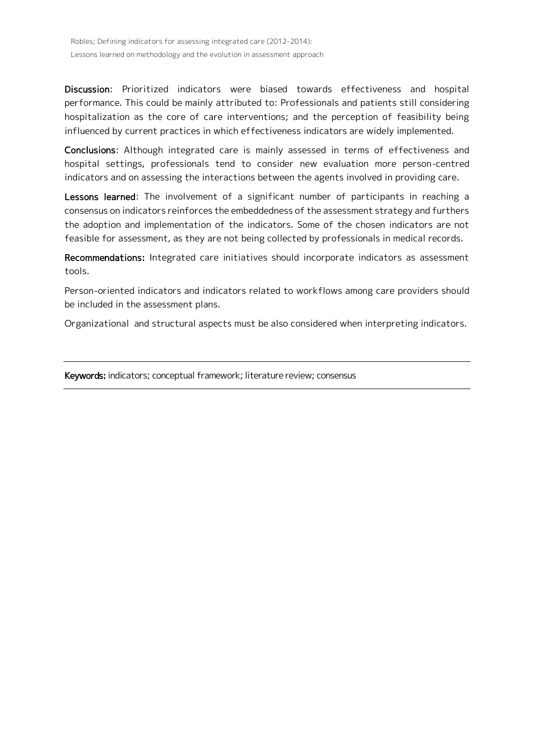**Discussion**: Prioritized indicators were biased towards effectiveness and hospital performance. This could be mainly attributed to: Professionals and patients still considering hospitalization as the core of care interventions; and the perception of feasibility being influenced by current practices in which effectiveness indicators are widely implemented.

**Conclusions**: Although integrated care is mainly assessed in terms of effectiveness and hospital settings, professionals tend to consider new evaluation more person-centred indicators and on assessing the interactions between the agents involved in providing care.

**Lessons learned**: The involvement of a significant number of participants in reaching a consensus on indicators reinforces the embeddedness of the assessment strategy and furthers the adoption and implementation of the indicators. Some of the chosen indicators are not feasible for assessment, as they are not being collected by professionals in medical records.

**Recommendations:** Integrated care initiatives should incorporate indicators as assessment tools.

Person-oriented indicators and indicators related to workflows among care providers should be included in the assessment plans.

Organizational and structural aspects must be also considered when interpreting indicators.

---

**Keywords:** indicators; conceptual framework; literature review; consensus

---